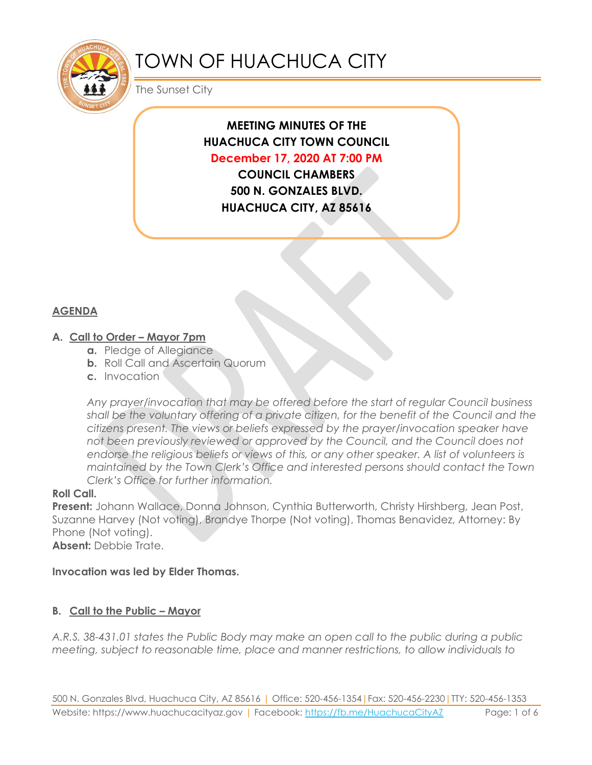# TOWN OF HUACHUCA CITY

The Sunset City

**MEETING MINUTES OF THE**
**HUACHUCA CITY TOWN COUNCIL**
**December 17, 2020 AT 7:00 PM**
**COUNCIL CHAMBERS**
**500 N. GONZALES BLVD.**
**HUACHUCA CITY, AZ 85616**

## AGENDA

### A. Call to Order – Mayor 7pm

- **a.** Pledge of Allegiance
- **b.** Roll Call and Ascertain Quorum
- **c.** Invocation

*Any prayer/invocation that may be offered before the start of regular Council business shall be the voluntary offering of a private citizen, for the benefit of the Council and the citizens present. The views or beliefs expressed by the prayer/invocation speaker have not been previously reviewed or approved by the Council, and the Council does not endorse the religious beliefs or views of this, or any other speaker. A list of volunteers is maintained by the Town Clerk's Office and interested persons should contact the Town Clerk's Office for further information.*

**Roll Call.**
**Present:** Johann Wallace, Donna Johnson, Cynthia Butterworth, Christy Hirshberg, Jean Post, Suzanne Harvey (Not voting), Brandye Thorpe (Not voting), Thomas Benavidez, Attorney: By Phone (Not voting).
**Absent:** Debbie Trate.

**Invocation was led by Elder Thomas.**

### B. Call to the Public – Mayor

*A.R.S. 38-431.01 states the Public Body may make an open call to the public during a public meeting, subject to reasonable time, place and manner restrictions, to allow individuals to*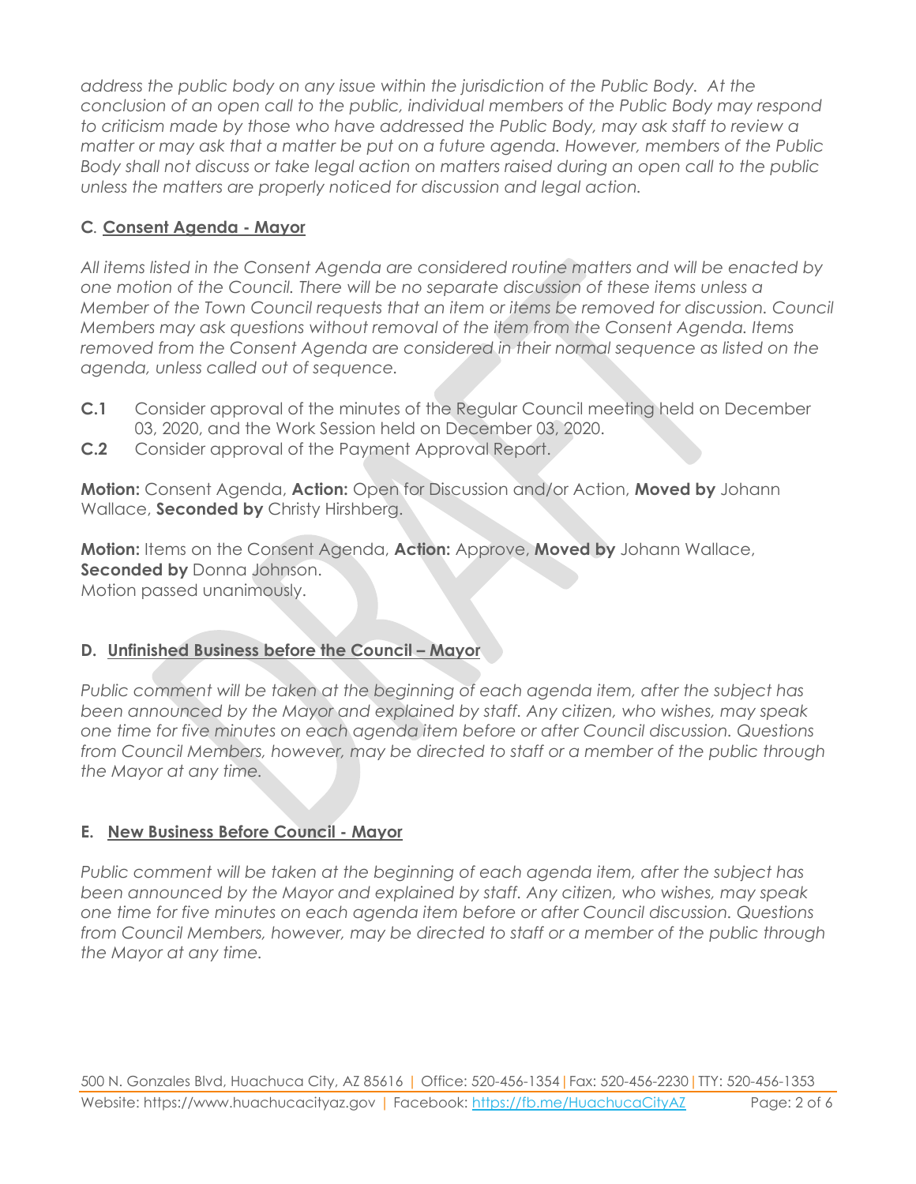*address the public body on any issue within the jurisdiction of the Public Body. At the conclusion of an open call to the public, individual members of the Public Body may respond to criticism made by those who have addressed the Public Body, may ask staff to review a matter or may ask that a matter be put on a future agenda. However, members of the Public Body shall not discuss or take legal action on matters raised during an open call to the public unless the matters are properly noticed for discussion and legal action.*

### **C. Consent Agenda - Mayor**

*All items listed in the Consent Agenda are considered routine matters and will be enacted by one motion of the Council. There will be no separate discussion of these items unless a Member of the Town Council requests that an item or items be removed for discussion. Council Members may ask questions without removal of the item from the Consent Agenda. Items removed from the Consent Agenda are considered in their normal sequence as listed on the agenda, unless called out of sequence.*

**C.1** Consider approval of the minutes of the Regular Council meeting held on December 03, 2020, and the Work Session held on December 03, 2020.

**C.2** Consider approval of the Payment Approval Report.

**Motion:** Consent Agenda, **Action:** Open for Discussion and/or Action, **Moved by** Johann Wallace, **Seconded by** Christy Hirshberg.

**Motion:** Items on the Consent Agenda, **Action:** Approve, **Moved by** Johann Wallace, **Seconded by** Donna Johnson.
Motion passed unanimously.

### **D. Unfinished Business before the Council – Mayor**

*Public comment will be taken at the beginning of each agenda item, after the subject has been announced by the Mayor and explained by staff. Any citizen, who wishes, may speak one time for five minutes on each agenda item before or after Council discussion. Questions from Council Members, however, may be directed to staff or a member of the public through the Mayor at any time.*

### **E. New Business Before Council - Mayor**

*Public comment will be taken at the beginning of each agenda item, after the subject has been announced by the Mayor and explained by staff. Any citizen, who wishes, may speak one time for five minutes on each agenda item before or after Council discussion. Questions from Council Members, however, may be directed to staff or a member of the public through the Mayor at any time.*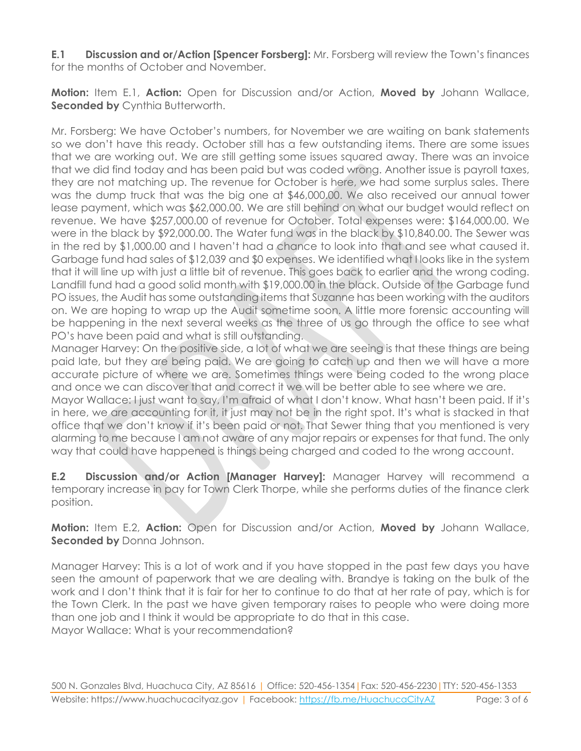**E.1 Discussion and or/Action [Spencer Forsberg]:** Mr. Forsberg will review the Town's finances for the months of October and November.

**Motion:** Item E.1, **Action:** Open for Discussion and/or Action, **Moved by** Johann Wallace, **Seconded by** Cynthia Butterworth.

Mr. Forsberg: We have October's numbers, for November we are waiting on bank statements so we don't have this ready. October still has a few outstanding items. There are some issues that we are working out. We are still getting some issues squared away. There was an invoice that we did find today and has been paid but was coded wrong. Another issue is payroll taxes, they are not matching up. The revenue for October is here, we had some surplus sales. There was the dump truck that was the big one at $46,000.00. We also received our annual tower lease payment, which was $62,000.00. We are still behind on what our budget would reflect on revenue. We have $257,000.00 of revenue for October. Total expenses were: $164,000.00. We were in the black by $92,000.00. The Water fund was in the black by $10,840.00. The Sewer was in the red by $1,000.00 and I haven't had a chance to look into that and see what caused it. Garbage fund had sales of $12,039 and $0 expenses. We identified what I looks like in the system that it will line up with just a little bit of revenue. This goes back to earlier and the wrong coding. Landfill fund had a good solid month with $19,000.00 in the black. Outside of the Garbage fund PO issues, the Audit has some outstanding items that Suzanne has been working with the auditors on. We are hoping to wrap up the Audit sometime soon. A little more forensic accounting will be happening in the next several weeks as the three of us go through the office to see what PO's have been paid and what is still outstanding.
Manager Harvey: On the positive side, a lot of what we are seeing is that these things are being paid late, but they are being paid. We are going to catch up and then we will have a more accurate picture of where we are. Sometimes things were being coded to the wrong place and once we can discover that and correct it we will be better able to see where we are.
Mayor Wallace: I just want to say, I'm afraid of what I don't know. What hasn't been paid. If it's in here, we are accounting for it, it just may not be in the right spot. It's what is stacked in that office that we don't know if it's been paid or not. That Sewer thing that you mentioned is very alarming to me because I am not aware of any major repairs or expenses for that fund. The only way that could have happened is things being charged and coded to the wrong account.

**E.2 Discussion and/or Action [Manager Harvey]:** Manager Harvey will recommend a temporary increase in pay for Town Clerk Thorpe, while she performs duties of the finance clerk position.

**Motion:** Item E.2, **Action:** Open for Discussion and/or Action, **Moved by** Johann Wallace, **Seconded by** Donna Johnson.

Manager Harvey: This is a lot of work and if you have stopped in the past few days you have seen the amount of paperwork that we are dealing with. Brandye is taking on the bulk of the work and I don't think that it is fair for her to continue to do that at her rate of pay, which is for the Town Clerk. In the past we have given temporary raises to people who were doing more than one job and I think it would be appropriate to do that in this case.
Mayor Wallace: What is your recommendation?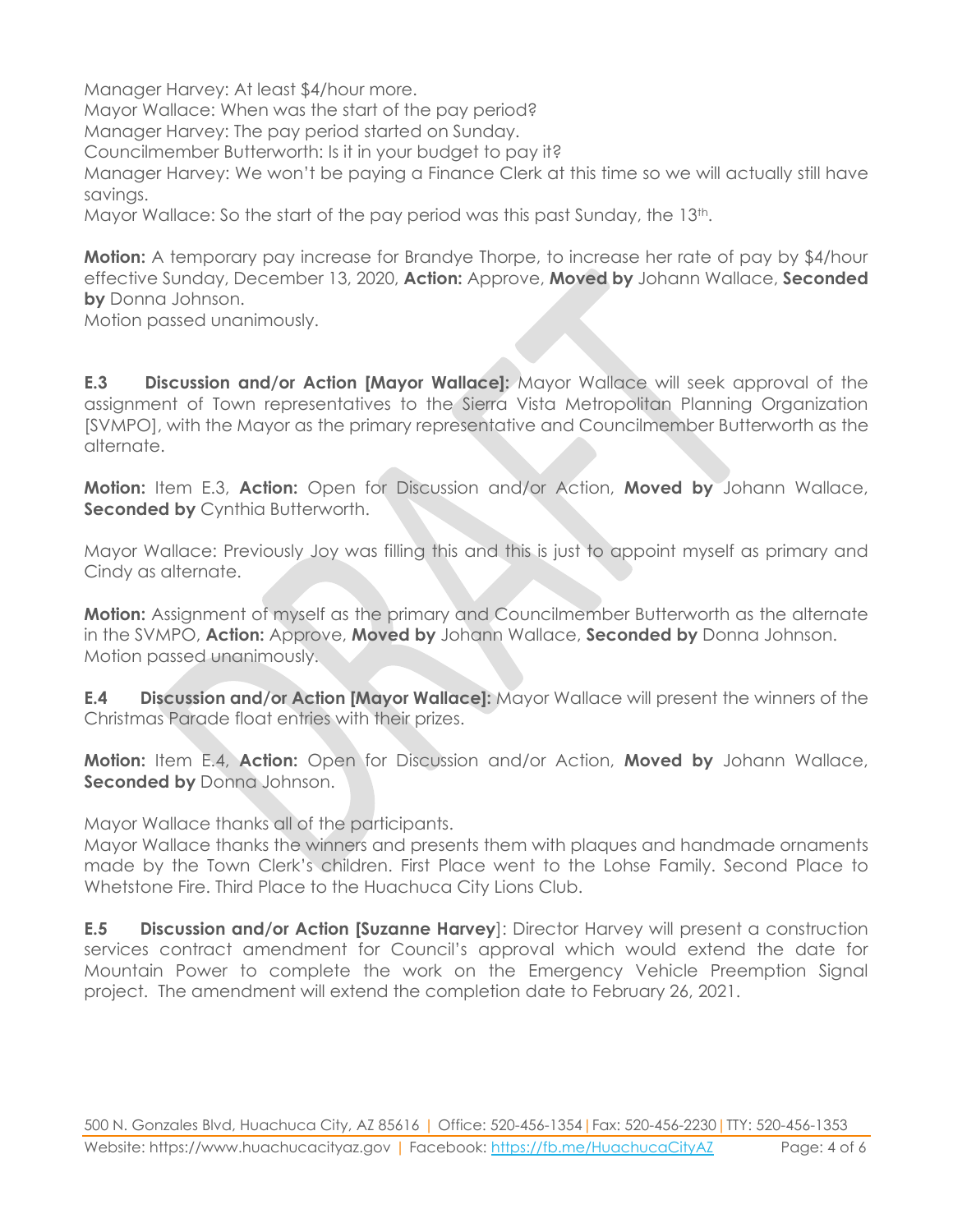Manager Harvey: At least $4/hour more.
Mayor Wallace: When was the start of the pay period?
Manager Harvey: The pay period started on Sunday.
Councilmember Butterworth: Is it in your budget to pay it?
Manager Harvey: We won't be paying a Finance Clerk at this time so we will actually still have savings.
Mayor Wallace: So the start of the pay period was this past Sunday, the 13th.

**Motion:** A temporary pay increase for Brandye Thorpe, to increase her rate of pay by $4/hour effective Sunday, December 13, 2020, **Action:** Approve, **Moved by** Johann Wallace, **Seconded by** Donna Johnson.
Motion passed unanimously.

**E.3 Discussion and/or Action [Mayor Wallace]:** Mayor Wallace will seek approval of the assignment of Town representatives to the Sierra Vista Metropolitan Planning Organization [SVMPO], with the Mayor as the primary representative and Councilmember Butterworth as the alternate.

**Motion:** Item E.3, **Action:** Open for Discussion and/or Action, **Moved by** Johann Wallace, **Seconded by** Cynthia Butterworth.

Mayor Wallace: Previously Joy was filling this and this is just to appoint myself as primary and Cindy as alternate.

**Motion:** Assignment of myself as the primary and Councilmember Butterworth as the alternate in the SVMPO, **Action:** Approve, **Moved by** Johann Wallace, **Seconded by** Donna Johnson.
Motion passed unanimously.

**E.4 Discussion and/or Action [Mayor Wallace]:** Mayor Wallace will present the winners of the Christmas Parade float entries with their prizes.

**Motion:** Item E.4, **Action:** Open for Discussion and/or Action, **Moved by** Johann Wallace, **Seconded by** Donna Johnson.

Mayor Wallace thanks all of the participants.
Mayor Wallace thanks the winners and presents them with plaques and handmade ornaments made by the Town Clerk's children. First Place went to the Lohse Family. Second Place to Whetstone Fire. Third Place to the Huachuca City Lions Club.

**E.5 Discussion and/or Action [Suzanne Harvey]**: Director Harvey will present a construction services contract amendment for Council's approval which would extend the date for Mountain Power to complete the work on the Emergency Vehicle Preemption Signal project. The amendment will extend the completion date to February 26, 2021.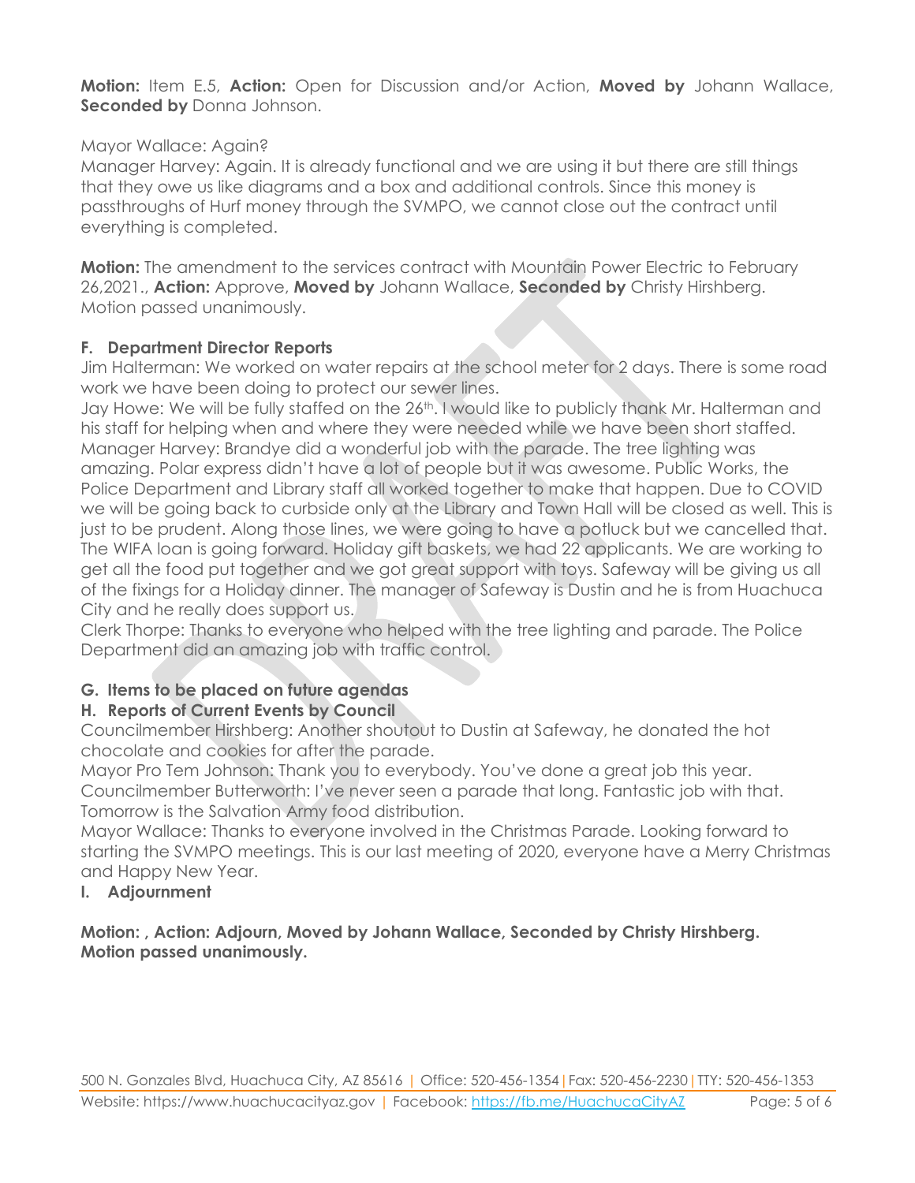**Motion:** Item E.5, **Action:** Open for Discussion and/or Action, **Moved by** Johann Wallace, **Seconded by** Donna Johnson.

Mayor Wallace: Again?
Manager Harvey: Again. It is already functional and we are using it but there are still things that they owe us like diagrams and a box and additional controls. Since this money is passthroughs of Hurf money through the SVMPO, we cannot close out the contract until everything is completed.

**Motion:** The amendment to the services contract with Mountain Power Electric to February 26,2021., **Action:** Approve, **Moved by** Johann Wallace, **Seconded by** Christy Hirshberg. Motion passed unanimously.

### F. Department Director Reports

Jim Halterman: We worked on water repairs at the school meter for 2 days. There is some road work we have been doing to protect our sewer lines.
Jay Howe: We will be fully staffed on the 26th. I would like to publicly thank Mr. Halterman and his staff for helping when and where they were needed while we have been short staffed.
Manager Harvey: Brandye did a wonderful job with the parade. The tree lighting was amazing. Polar express didn't have a lot of people but it was awesome. Public Works, the Police Department and Library staff all worked together to make that happen. Due to COVID we will be going back to curbside only at the Library and Town Hall will be closed as well. This is just to be prudent. Along those lines, we were going to have a potluck but we cancelled that. The WIFA loan is going forward. Holiday gift baskets, we had 22 applicants. We are working to get all the food put together and we got great support with toys. Safeway will be giving us all of the fixings for a Holiday dinner. The manager of Safeway is Dustin and he is from Huachuca City and he really does support us.
Clerk Thorpe: Thanks to everyone who helped with the tree lighting and parade. The Police Department did an amazing job with traffic control.

### G. Items to be placed on future agendas

### H. Reports of Current Events by Council

Councilmember Hirshberg: Another shoutout to Dustin at Safeway, he donated the hot chocolate and cookies for after the parade.
Mayor Pro Tem Johnson: Thank you to everybody. You've done a great job this year.
Councilmember Butterworth: I've never seen a parade that long. Fantastic job with that. Tomorrow is the Salvation Army food distribution.
Mayor Wallace: Thanks to everyone involved in the Christmas Parade. Looking forward to starting the SVMPO meetings. This is our last meeting of 2020, everyone have a Merry Christmas and Happy New Year.

### I. Adjournment

**Motion: , Action: Adjourn, Moved by Johann Wallace, Seconded by Christy Hirshberg. Motion passed unanimously.**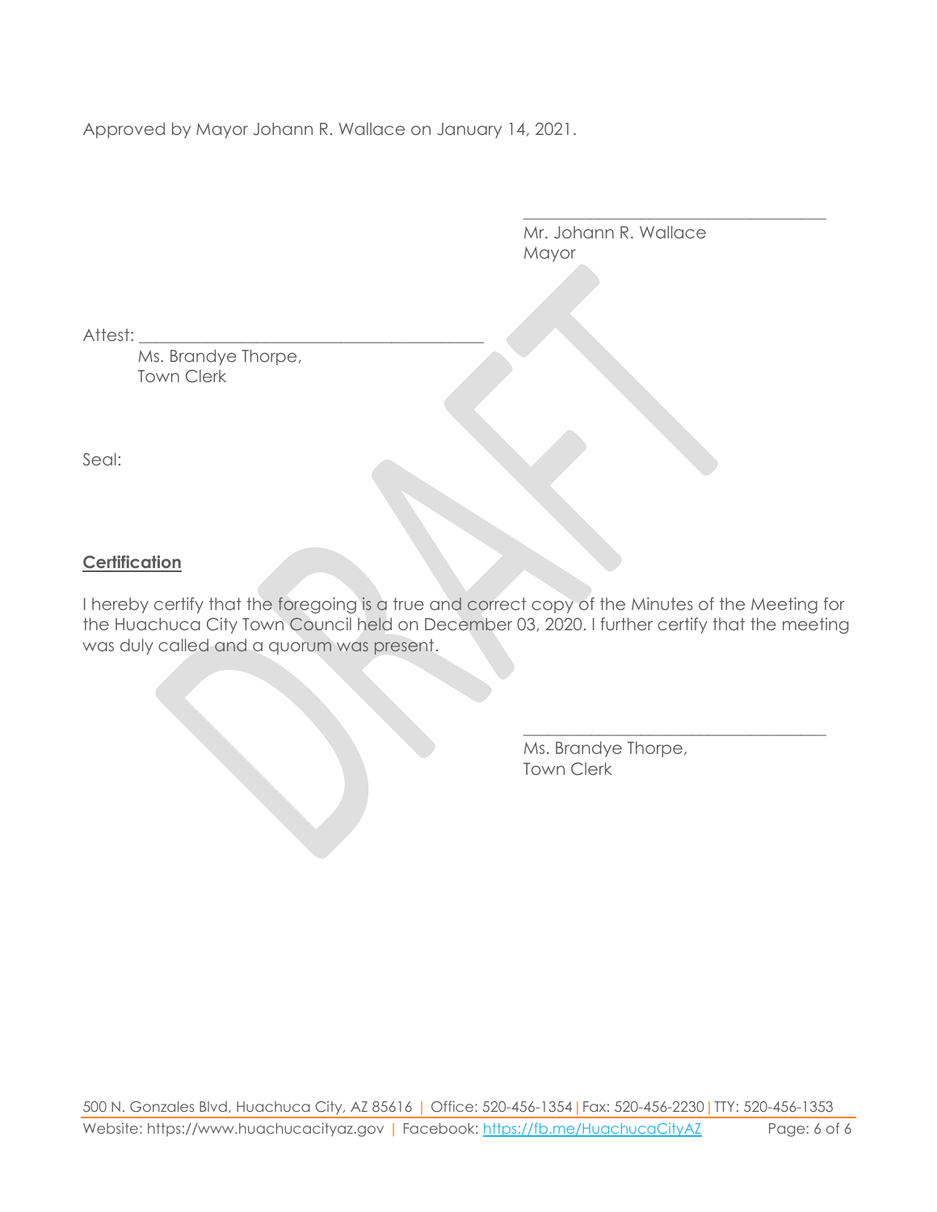Approved by Mayor Johann R. Wallace on January 14, 2021.

\_\_\_\_\_\_\_\_\_\_\_\_\_\_\_\_\_\_\_\_\_\_\_\_\_\_\_\_\_\_\_\_\_\_\_\_

Mr. Johann R. Wallace
Mayor

Attest: \_\_\_\_\_\_\_\_\_\_\_\_\_\_\_\_\_\_\_\_\_\_\_\_\_\_\_\_\_\_\_\_\_\_\_\_\_\_\_\_\_\_

Ms. Brandye Thorpe,
Town Clerk

Seal:

**Certification**

I hereby certify that the foregoing is a true and correct copy of the Minutes of the Meeting for the Huachuca City Town Council held on December 03, 2020. I further certify that the meeting was duly called and a quorum was present.

\_\_\_\_\_\_\_\_\_\_\_\_\_\_\_\_\_\_\_\_\_\_\_\_\_\_\_\_\_\_\_\_\_\_\_\_

Ms. Brandye Thorpe,
Town Clerk